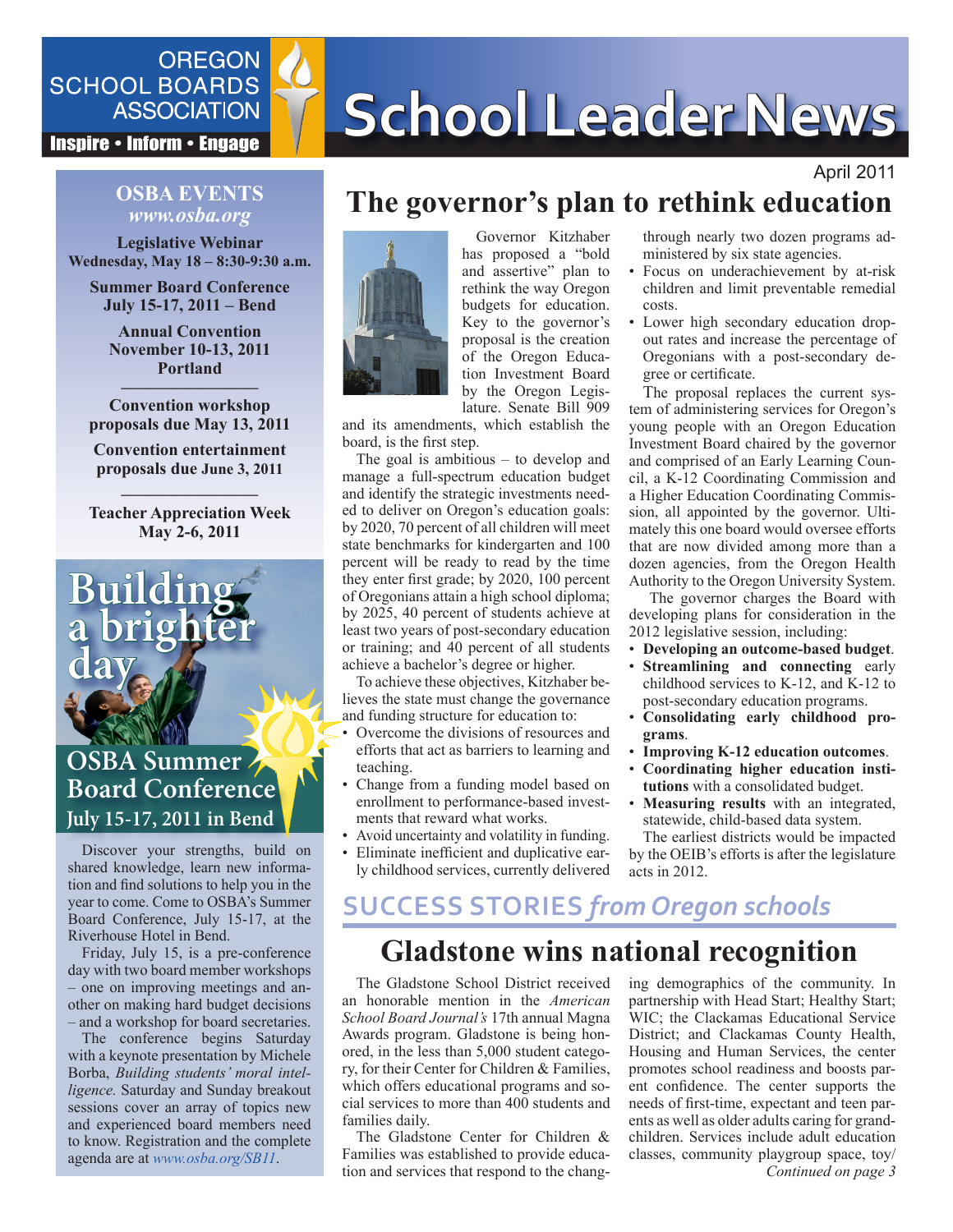# School Leader News

OREGON SCHOOL BOARDS ASSOCIATION

Inspire • Inform • Engage

April 2011

**OSBA EVENTS**
*www.osba.org*

**Legislative Webinar**
**Wednesday, May 18 – 8:30-9:30 a.m.**

**Summer Board Conference**
**July 15-17, 2011 – Bend**

**Annual Convention**
**November 10-13, 2011**
**Portland**

---

**Convention workshop proposals due May 13, 2011**

**Convention entertainment proposals due June 3, 2011**

---

**Teacher Appreciation Week**
**May 2-6, 2011**

## Building a brighter day

## OSBA Summer Board Conference
### July 15-17, 2011 in Bend

Discover your strengths, build on shared knowledge, learn new information and find solutions to help you in the year to come. Come to OSBA's Summer Board Conference, July 15-17, at the Riverhouse Hotel in Bend.

Friday, July 15, is a pre-conference day with two board member workshops – one on improving meetings and another on making hard budget decisions – and a workshop for board secretaries.

The conference begins Saturday with a keynote presentation by Michele Borba, *Building students' moral intelligence.* Saturday and Sunday breakout sessions cover an array of topics new and experienced board members need to know. Registration and the complete agenda are at *www.osba.org/SB11*.

# The governor's plan to rethink education

Governor Kitzhaber has proposed a "bold and assertive" plan to rethink the way Oregon budgets for education. Key to the governor's proposal is the creation of the Oregon Education Investment Board by the Oregon Legislature. Senate Bill 909 and its amendments, which establish the board, is the first step.

The goal is ambitious – to develop and manage a full-spectrum education budget and identify the strategic investments needed to deliver on Oregon's education goals: by 2020, 70 percent of all children will meet state benchmarks for kindergarten and 100 percent will be ready to read by the time they enter first grade; by 2020, 100 percent of Oregonians attain a high school diploma; by 2025, 40 percent of students achieve at least two years of post-secondary education or training; and 40 percent of all students achieve a bachelor's degree or higher.

To achieve these objectives, Kitzhaber believes the state must change the governance and funding structure for education to:

- Overcome the divisions of resources and efforts that act as barriers to learning and teaching.
- Change from a funding model based on enrollment to performance-based investments that reward what works.
- Avoid uncertainty and volatility in funding.
- Eliminate inefficient and duplicative early childhood services, currently delivered through nearly two dozen programs administered by six state agencies.
- Focus on underachievement by at-risk children and limit preventable remedial costs.
- Lower high secondary education dropout rates and increase the percentage of Oregonians with a post-secondary degree or certificate.

The proposal replaces the current system of administering services for Oregon's young people with an Oregon Education Investment Board chaired by the governor and comprised of an Early Learning Council, a K-12 Coordinating Commission and a Higher Education Coordinating Commission, all appointed by the governor. Ultimately this one board would oversee efforts that are now divided among more than a dozen agencies, from the Oregon Health Authority to the Oregon University System.

The governor charges the Board with developing plans for consideration in the 2012 legislative session, including:

- **Developing an outcome-based budget**.
- **Streamlining and connecting** early childhood services to K-12, and K-12 to post-secondary education programs.
- **Consolidating early childhood programs**.
- **Improving K-12 education outcomes**.
- **Coordinating higher education institutions** with a consolidated budget.
- **Measuring results** with an integrated, statewide, child-based data system.

The earliest districts would be impacted by the OEIB's efforts is after the legislature acts in 2012.

## SUCCESS STORIES *from Oregon schools*

# Gladstone wins national recognition

The Gladstone School District received an honorable mention in the *American School Board Journal's* 17th annual Magna Awards program. Gladstone is being honored, in the less than 5,000 student category, for their Center for Children & Families, which offers educational programs and social services to more than 400 students and families daily.

The Gladstone Center for Children & Families was established to provide education and services that respond to the changing demographics of the community. In partnership with Head Start; Healthy Start; WIC; the Clackamas Educational Service District; and Clackamas County Health, Housing and Human Services, the center promotes school readiness and boosts parent confidence. The center supports the needs of first-time, expectant and teen parents as well as older adults caring for grandchildren. Services include adult education classes, community playgroup space, toy/

*Continued on page 3*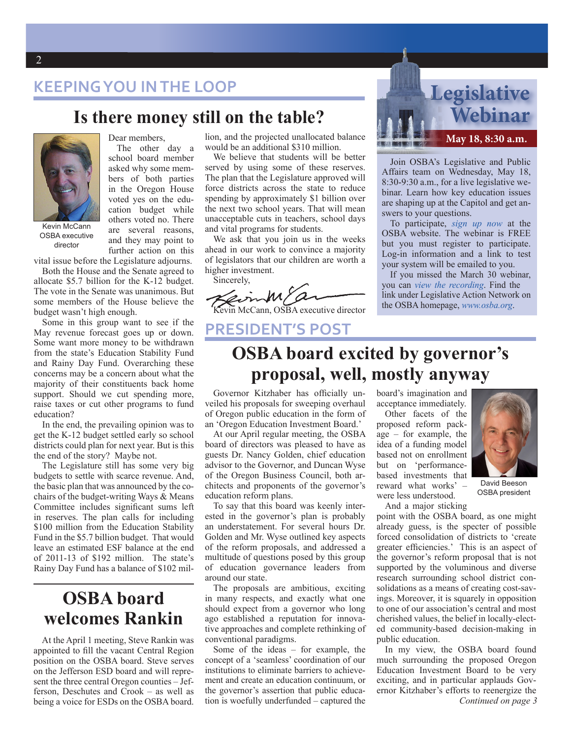## KEEPING YOU IN THE LOOP

# Is there money still on the table?

Kevin McCann
OSBA executive director

Dear members,

The other day a school board member asked why some members of both parties in the Oregon House voted yes on the education budget while others voted no. There are several reasons, and they may point to further action on this vital issue before the Legislature adjourns.

Both the House and the Senate agreed to allocate $5.7 billion for the K-12 budget. The vote in the Senate was unanimous. But some members of the House believe the budget wasn't high enough.

Some in this group want to see if the May revenue forecast goes up or down. Some want more money to be withdrawn from the state's Education Stability Fund and Rainy Day Fund. Overarching these concerns may be a concern about what the majority of their constituents back home support. Should we cut spending more, raise taxes or cut other programs to fund education?

In the end, the prevailing opinion was to get the K-12 budget settled early so school districts could plan for next year. But is this the end of the story? Maybe not.

The Legislature still has some very big budgets to settle with scarce revenue. And, the basic plan that was announced by the co-chairs of the budget-writing Ways & Means Committee includes significant sums left in reserves. The plan calls for including $100 million from the Education Stability Fund in the $5.7 billion budget. That would leave an estimated ESF balance at the end of 2011-13 of $192 million. The state's Rainy Day Fund has a balance of $102 million, and the projected unallocated balance would be an additional $310 million.

We believe that students will be better served by using some of these reserves. The plan that the Legislature approved will force districts across the state to reduce spending by approximately $1 billion over the next two school years. That will mean unacceptable cuts in teachers, school days and vital programs for students.

We ask that you join us in the weeks ahead in our work to convince a majority of legislators that our children are worth a higher investment.

Sincerely,

Kevin McCann, OSBA executive director

# OSBA board welcomes Rankin

At the April 1 meeting, Steve Rankin was appointed to fill the vacant Central Region position on the OSBA board. Steve serves on the Jefferson ESD board and will represent the three central Oregon counties – Jefferson, Deschutes and Crook – as well as being a voice for ESDs on the OSBA board.

# Legislative Webinar

**May 18, 8:30 a.m.**

Join OSBA's Legislative and Public Affairs team on Wednesday, May 18, 8:30-9:30 a.m., for a live legislative webinar. Learn how key education issues are shaping up at the Capitol and get answers to your questions.

To participate, *sign up now* at the OSBA website. The webinar is FREE but you must register to participate. Log-in information and a link to test your system will be emailed to you.

If you missed the March 30 webinar, you can *view the recording*. Find the link under Legislative Action Network on the OSBA homepage, *www.osba.org*.

## PRESIDENT'S POST

# OSBA board excited by governor's proposal, well, mostly anyway

Governor Kitzhaber has officially unveiled his proposals for sweeping overhaul of Oregon public education in the form of an 'Oregon Education Investment Board.'

At our April regular meeting, the OSBA board of directors was pleased to have as guests Dr. Nancy Golden, chief education advisor to the Governor, and Duncan Wyse of the Oregon Business Council, both architects and proponents of the governor's education reform plans.

To say that this board was keenly interested in the governor's plan is probably an understatement. For several hours Dr. Golden and Mr. Wyse outlined key aspects of the reform proposals, and addressed a multitude of questions posed by this group of education governance leaders from around our state.

The proposals are ambitious, exciting in many respects, and exactly what one should expect from a governor who long ago established a reputation for innovative approaches and complete rethinking of conventional paradigms.

Some of the ideas – for example, the concept of a 'seamless' coordination of our institutions to eliminate barriers to achievement and create an education continuum, or the governor's assertion that public education is woefully underfunded – captured the board's imagination and acceptance immediately.

David Beeson
OSBA president

Other facets of the proposed reform package – for example, the idea of a funding model based not on enrollment but on 'performance-based investments that reward what works' – were less understood.

And a major sticking point with the OSBA board, as one might already guess, is the specter of possible forced consolidation of districts to 'create greater efficiencies.' This is an aspect of the governor's reform proposal that is not supported by the voluminous and diverse research surrounding school district consolidations as a means of creating cost-savings. Moreover, it is squarely in opposition to one of our association's central and most cherished values, the belief in locally-elected community-based decision-making in public education.

In my view, the OSBA board found much surrounding the proposed Oregon Education Investment Board to be very exciting, and in particular applauds Governor Kitzhaber's efforts to reenergize the

*Continued on page 3*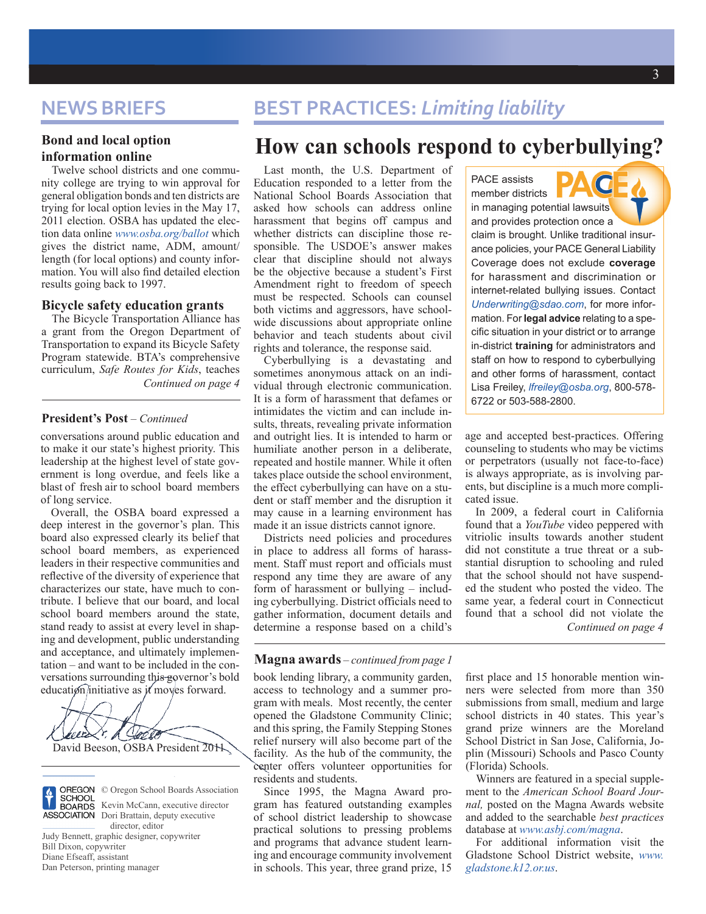## NEWS BRIEFS

### Bond and local option information online

Twelve school districts and one community college are trying to win approval for general obligation bonds and ten districts are trying for local option levies in the May 17, 2011 election. OSBA has updated the election data online www.osba.org/ballot which gives the district name, ADM, amount/length (for local options) and county information. You will also find detailed election results going back to 1997.

### Bicycle safety education grants

The Bicycle Transportation Alliance has a grant from the Oregon Department of Transportation to expand its Bicycle Safety Program statewide. BTA's comprehensive curriculum, *Safe Routes for Kids*, teaches

*Continued on page 4*

### President's Post – *Continued*

conversations around public education and to make it our state's highest priority. This leadership at the highest level of state government is long overdue, and feels like a blast of fresh air to school board members of long service.

Overall, the OSBA board expressed a deep interest in the governor's plan. This board also expressed clearly its belief that school board members, as experienced leaders in their respective communities and reflective of the diversity of experience that characterizes our state, have much to contribute. I believe that our board, and local school board members around the state, stand ready to assist at every level in shaping and development, public understanding and acceptance, and ultimately implementation – and want to be included in the conversations surrounding this governor's bold education initiative as it moves forward.

David Beeson, OSBA President 2011

OREGON SCHOOL BOARDS ASSOCIATION
© Oregon School Boards Association
Kevin McCann, executive director
Dori Brattain, deputy executive director, editor
Judy Bennett, graphic designer, copywriter
Bill Dixon, copywriter
Diane Efseaff, assistant
Dan Peterson, printing manager

## BEST PRACTICES: *Limiting liability*

# How can schools respond to cyberbullying?

Last month, the U.S. Department of Education responded to a letter from the National School Boards Association that asked how schools can address online harassment that begins off campus and whether districts can discipline those responsible. The USDOE's answer makes clear that discipline should not always be the objective because a student's First Amendment right to freedom of speech must be respected. Schools can counsel both victims and aggressors, have school-wide discussions about appropriate online behavior and teach students about civil rights and tolerance, the response said.

Cyberbullying is a devastating and sometimes anonymous attack on an individual through electronic communication. It is a form of harassment that defames or intimidates the victim and can include insults, threats, revealing private information and outright lies. It is intended to harm or humiliate another person in a deliberate, repeated and hostile manner. While it often takes place outside the school environment, the effect cyberbullying can have on a student or staff member and the disruption it may cause in a learning environment has made it an issue districts cannot ignore.

Districts need policies and procedures in place to address all forms of harassment. Staff must report and officials must respond any time they are aware of any form of harassment or bullying – including cyberbullying. District officials need to gather information, document details and determine a response based on a child's age and accepted best-practices. Offering counseling to students who may be victims or perpetrators (usually not face-to-face) is always appropriate, as is involving parents, but discipline is a much more complicated issue.

In 2009, a federal court in California found that a *YouTube* video peppered with vitriolic insults towards another student did not constitute a true threat or a substantial disruption to schooling and ruled that the school should not have suspended the student who posted the video. The same year, a federal court in Connecticut found that a school did not violate the

*Continued on page 4*

> PACE assists member districts in managing potential lawsuits and provides protection once a claim is brought. Unlike traditional insurance policies, your PACE General Liability Coverage does not exclude **coverage** for harassment and discrimination or internet-related bullying issues. Contact Underwriting@sdao.com, for more information. For **legal advice** relating to a specific situation in your district or to arrange in-district **training** for administrators and staff on how to respond to cyberbullying and other forms of harassment, contact Lisa Freiley, lfreiley@osba.org, 800-578-6722 or 503-588-2800.

### Magna awards – *continued from page 1*

book lending library, a community garden, access to technology and a summer program with meals. Most recently, the center opened the Gladstone Community Clinic; and this spring, the Family Stepping Stones relief nursery will also become part of the facility. As the hub of the community, the center offers volunteer opportunities for residents and students.

Since 1995, the Magna Award program has featured outstanding examples of school district leadership to showcase practical solutions to pressing problems and programs that advance student learning and encourage community involvement in schools. This year, three grand prize, 15 first place and 15 honorable mention winners were selected from more than 350 submissions from small, medium and large school districts in 40 states. This year's grand prize winners are the Moreland School District in San Jose, California, Joplin (Missouri) Schools and Pasco County (Florida) Schools.

Winners are featured in a special supplement to the *American School Board Journal,* posted on the Magna Awards website and added to the searchable *best practices* database at *www.asbj.com/magna*.

For additional information visit the Gladstone School District website, *www.gladstone.k12.or.us*.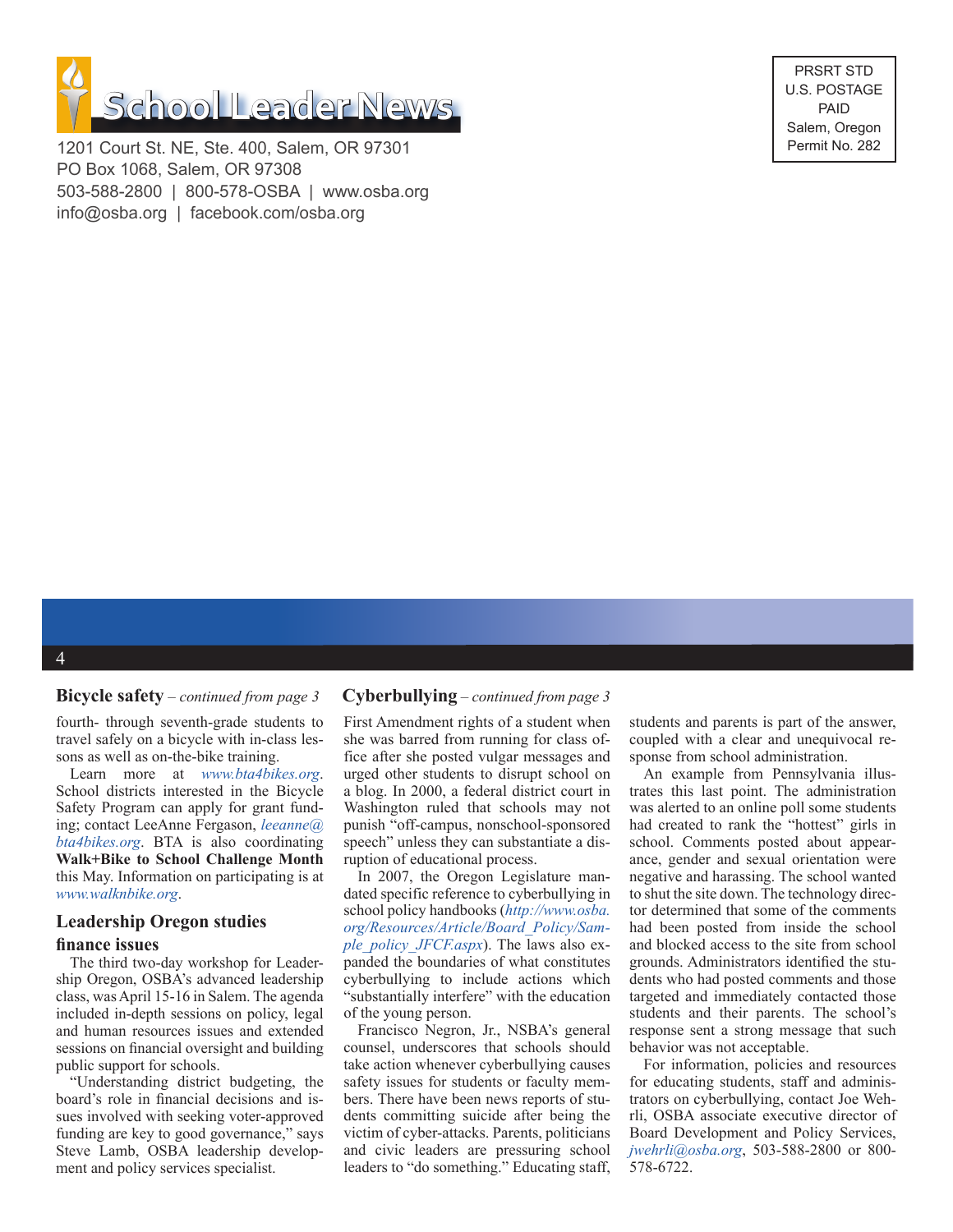School Leader News

1201 Court St. NE, Ste. 400, Salem, OR 97301
PO Box 1068, Salem, OR 97308
503-588-2800 | 800-578-OSBA | www.osba.org
info@osba.org | facebook.com/osba.org

PRSRT STD
U.S. POSTAGE
PAID
Salem, Oregon
Permit No. 282

## Bicycle safety – *continued from page 3*

fourth- through seventh-grade students to travel safely on a bicycle with in-class lessons as well as on-the-bike training.

Learn more at *www.bta4bikes.org*. School districts interested in the Bicycle Safety Program can apply for grant funding; contact LeeAnne Fergason, *leeanne@bta4bikes.org*. BTA is also coordinating **Walk+Bike to School Challenge Month** this May. Information on participating is at *www.walknbike.org*.

## Leadership Oregon studies finance issues

The third two-day workshop for Leadership Oregon, OSBA's advanced leadership class, was April 15-16 in Salem. The agenda included in-depth sessions on policy, legal and human resources issues and extended sessions on financial oversight and building public support for schools.

"Understanding district budgeting, the board's role in financial decisions and issues involved with seeking voter-approved funding are key to good governance," says Steve Lamb, OSBA leadership development and policy services specialist.

## Cyberbullying – *continued from page 3*

First Amendment rights of a student when she was barred from running for class office after she posted vulgar messages and urged other students to disrupt school on a blog. In 2000, a federal district court in Washington ruled that schools may not punish "off-campus, nonschool-sponsored speech" unless they can substantiate a disruption of educational process.

In 2007, the Oregon Legislature mandated specific reference to cyberbullying in school policy handbooks (*http://www.osba.org/Resources/Article/Board_Policy/Sample_policy_JFCF.aspx*). The laws also expanded the boundaries of what constitutes cyberbullying to include actions which "substantially interfere" with the education of the young person.

Francisco Negron, Jr., NSBA's general counsel, underscores that schools should take action whenever cyberbullying causes safety issues for students or faculty members. There have been news reports of students committing suicide after being the victim of cyber-attacks. Parents, politicians and civic leaders are pressuring school leaders to "do something." Educating staff, students and parents is part of the answer, coupled with a clear and unequivocal response from school administration.

An example from Pennsylvania illustrates this last point. The administration was alerted to an online poll some students had created to rank the "hottest" girls in school. Comments posted about appearance, gender and sexual orientation were negative and harassing. The school wanted to shut the site down. The technology director determined that some of the comments had been posted from inside the school and blocked access to the site from school grounds. Administrators identified the students who had posted comments and those targeted and immediately contacted those students and their parents. The school's response sent a strong message that such behavior was not acceptable.

For information, policies and resources for educating students, staff and administrators on cyberbullying, contact Joe Wehrli, OSBA associate executive director of Board Development and Policy Services, *jwehrli@osba.org*, 503-588-2800 or 800-578-6722.